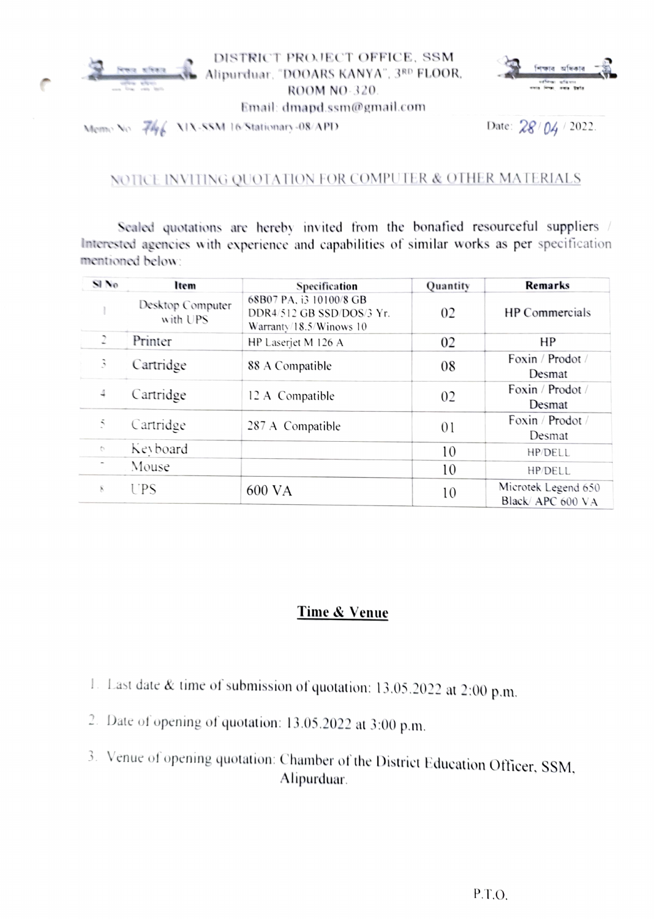DISTRICT PROJECT OFFICE, SSM
Alipurduar, "DOOARS KANYA", 3RD FLOOR, ROOM NO-320.
Email: dmapd.ssm@gmail.com

Memo No. 746 XIX-SSM 16/Stationary-08/APD

Date: 28/04/2022.

## NOTICE INVITING QUOTATION FOR COMPUTER & OTHER MATERIALS

Sealed quotations are hereby invited from the bonafied resourceful suppliers / Interested agencies with experience and capabilities of similar works as per specification mentioned below:

| Sl No | Item | Specification | Quantity | Remarks |
|---|---|---|---|---|
| 1 | Desktop Computer with UPS | 68B07 PA, i3 10100/8 GB DDR4/512 GB SSD/DOS/3 Yr. Warranty/18.5/Winows 10 | 02 | HP Commercials |
| 2 | Printer | HP Laserjet M 126 A | 02 | HP |
| 3 | Cartridge | 88 A Compatible | 08 | Foxin / Prodot / Desmat |
| 4 | Cartridge | 12 A Compatible | 02 | Foxin / Prodot / Desmat |
| 5 | Cartridge | 287 A Compatible | 01 | Foxin / Prodot / Desmat |
| 6 | Keyboard | | 10 | HP/DELL |
| 7 | Mouse | | 10 | HP/DELL |
| 8 | UPS | 600 VA | 10 | Microtek Legend 650 Black/ APC 600 VA |

### Time & Venue

1. Last date & time of submission of quotation: 13.05.2022 at 2:00 p.m.
2. Date of opening of quotation: 13.05.2022 at 3:00 p.m.
3. Venue of opening quotation: Chamber of the District Education Officer, SSM, Alipurduar.

P.T.O.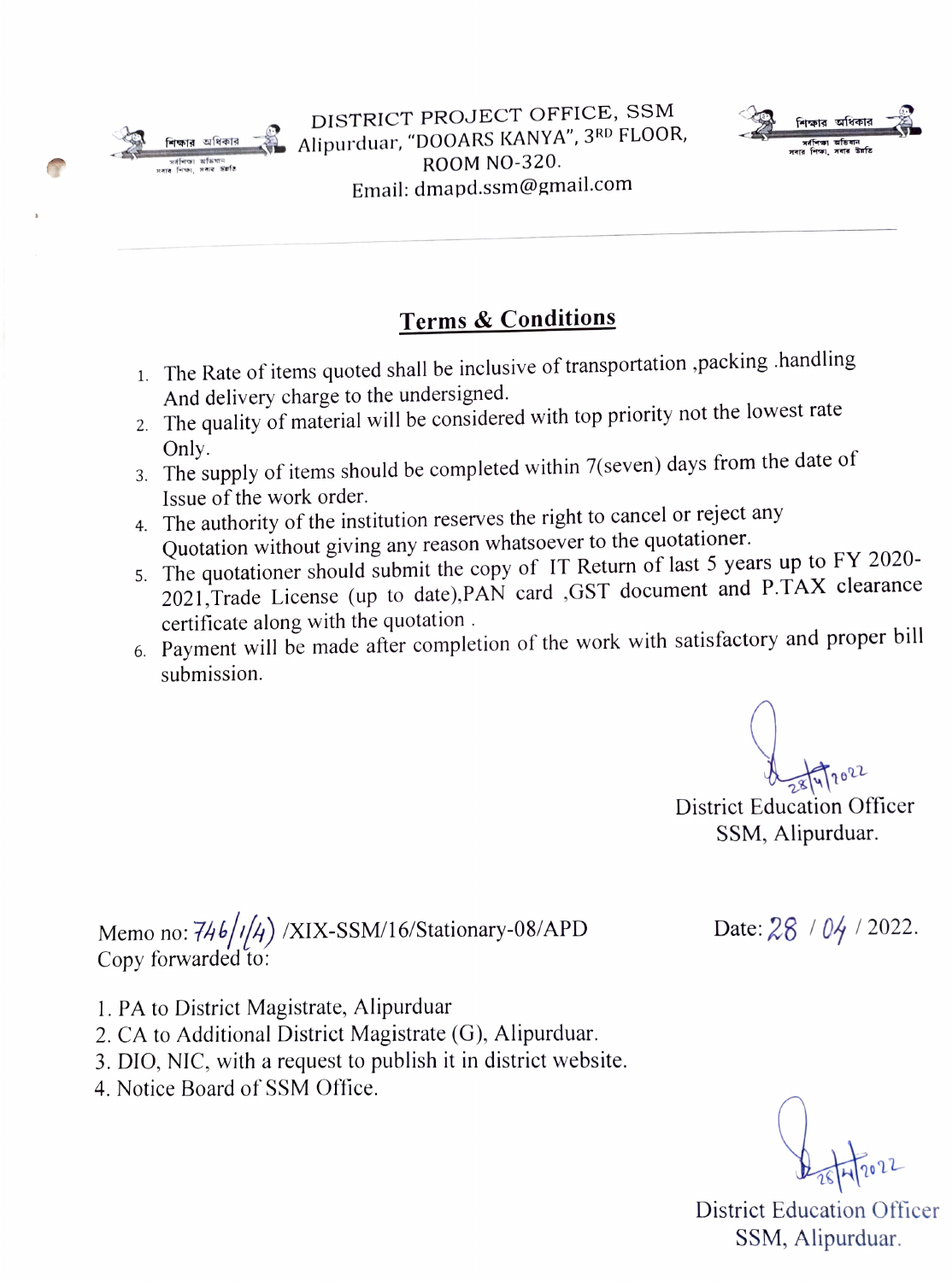DISTRICT PROJECT OFFICE, SSM
Alipurduar, "DOOARS KANYA", 3RD FLOOR,
ROOM NO-320.
Email: dmapd.ssm@gmail.com

## Terms & Conditions

1. The Rate of items quoted shall be inclusive of transportation ,packing .handling And delivery charge to the undersigned.
2. The quality of material will be considered with top priority not the lowest rate Only.
3. The supply of items should be completed within 7(seven) days from the date of Issue of the work order.
4. The authority of the institution reserves the right to cancel or reject any Quotation without giving any reason whatsoever to the quotationer.
5. The quotationer should submit the copy of IT Return of last 5 years up to FY 2020-2021,Trade License (up to date),PAN card ,GST document and P.TAX clearance certificate along with the quotation .
6. Payment will be made after completion of the work with satisfactory and proper bill submission.

28/4/2022
District Education Officer
SSM, Alipurduar.

Memo no: 746/1(4) /XIX-SSM/16/Stationary-08/APD
Date: 28 / 04 / 2022.

Copy forwarded to:

1. PA to District Magistrate, Alipurduar
2. CA to Additional District Magistrate (G), Alipurduar.
3. DIO, NIC, with a request to publish it in district website.
4. Notice Board of SSM Office.

28/4/2022
District Education Officer
SSM, Alipurduar.